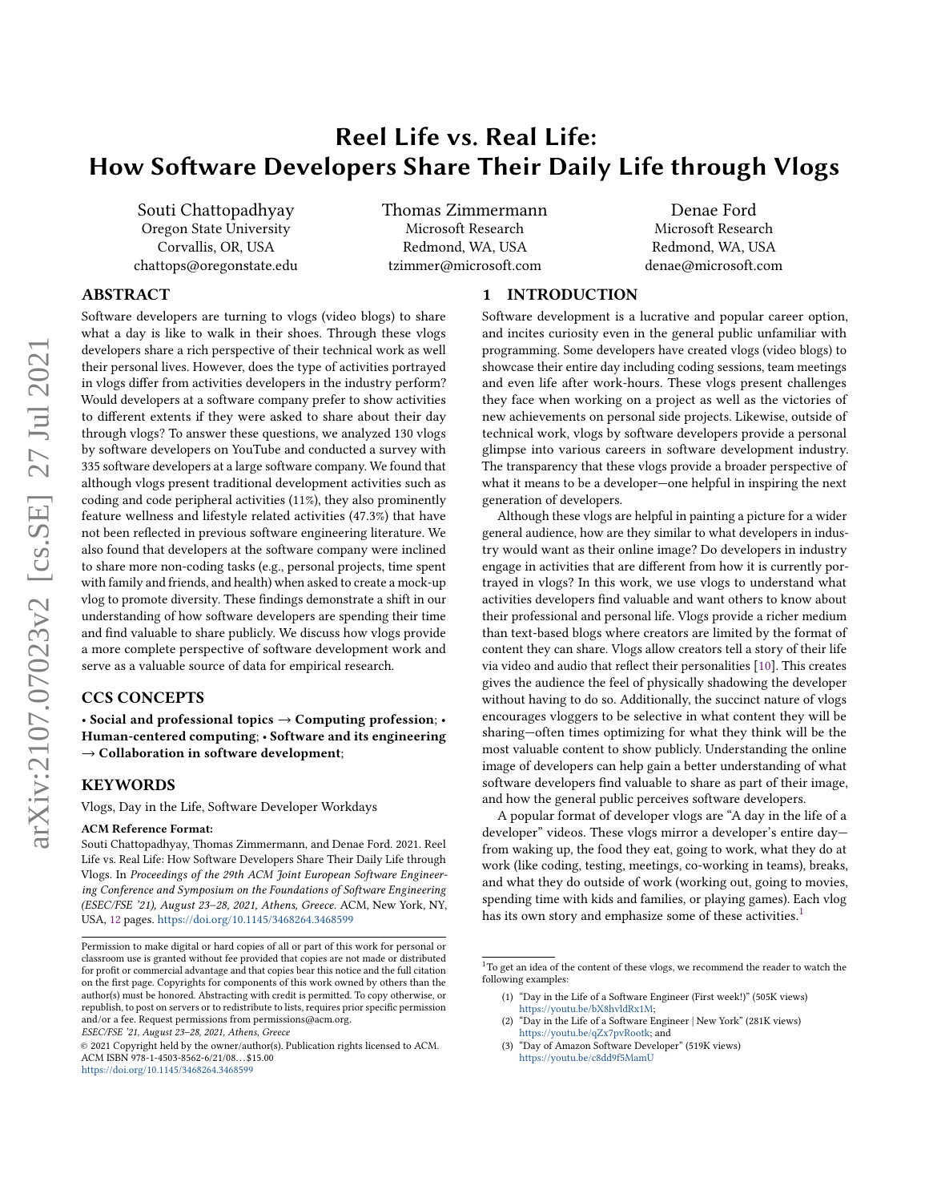# Reel Life vs. Real Life: How Software Developers Share Their Daily Life through Vlogs

Souti Chattopadhyay
Oregon State University
Corvallis, OR, USA
chattops@oregonstate.edu

Thomas Zimmermann
Microsoft Research
Redmond, WA, USA
tzimmer@microsoft.com

Denae Ford
Microsoft Research
Redmond, WA, USA
denae@microsoft.com

## ABSTRACT

Software developers are turning to vlogs (video blogs) to share what a day is like to walk in their shoes. Through these vlogs developers share a rich perspective of their technical work as well their personal lives. However, does the type of activities portrayed in vlogs differ from activities developers in the industry perform? Would developers at a software company prefer to show activities to different extents if they were asked to share about their day through vlogs? To answer these questions, we analyzed 130 vlogs by software developers on YouTube and conducted a survey with 335 software developers at a large software company. We found that although vlogs present traditional development activities such as coding and code peripheral activities (11%), they also prominently feature wellness and lifestyle related activities (47.3%) that have not been reflected in previous software engineering literature. We also found that developers at the software company were inclined to share more non-coding tasks (e.g., personal projects, time spent with family and friends, and health) when asked to create a mock-up vlog to promote diversity. These findings demonstrate a shift in our understanding of how software developers are spending their time and find valuable to share publicly. We discuss how vlogs provide a more complete perspective of software development work and serve as a valuable source of data for empirical research.

## CCS CONCEPTS

• **Social and professional topics** → **Computing profession**; • **Human-centered computing**; • **Software and its engineering** → **Collaboration in software development**;

## KEYWORDS

Vlogs, Day in the Life, Software Developer Workdays

**ACM Reference Format:**
Souti Chattopadhyay, Thomas Zimmermann, and Denae Ford. 2021. Reel Life vs. Real Life: How Software Developers Share Their Daily Life through Vlogs. In *Proceedings of the 29th ACM Joint European Software Engineering Conference and Symposium on the Foundations of Software Engineering (ESEC/FSE '21), August 23–28, 2021, Athens, Greece.* ACM, New York, NY, USA, 12 pages. https://doi.org/10.1145/3468264.3468599

Permission to make digital or hard copies of all or part of this work for personal or classroom use is granted without fee provided that copies are not made or distributed for profit or commercial advantage and that copies bear this notice and the full citation on the first page. Copyrights for components of this work owned by others than the author(s) must be honored. Abstracting with credit is permitted. To copy otherwise, or republish, to post on servers or to redistribute to lists, requires prior specific permission and/or a fee. Request permissions from permissions@acm.org.
*ESEC/FSE '21, August 23–28, 2021, Athens, Greece*
© 2021 Copyright held by the owner/author(s). Publication rights licensed to ACM.
ACM ISBN 978-1-4503-8562-6/21/08…$15.00
https://doi.org/10.1145/3468264.3468599

## 1 INTRODUCTION

Software development is a lucrative and popular career option, and incites curiosity even in the general public unfamiliar with programming. Some developers have created vlogs (video blogs) to showcase their entire day including coding sessions, team meetings and even life after work-hours. These vlogs present challenges they face when working on a project as well as the victories of new achievements on personal side projects. Likewise, outside of technical work, vlogs by software developers provide a personal glimpse into various careers in software development industry. The transparency that these vlogs provide a broader perspective of what it means to be a developer—one helpful in inspiring the next generation of developers.

Although these vlogs are helpful in painting a picture for a wider general audience, how are they similar to what developers in industry would want as their online image? Do developers in industry engage in activities that are different from how it is currently portrayed in vlogs? In this work, we use vlogs to understand what activities developers find valuable and want others to know about their professional and personal life. Vlogs provide a richer medium than text-based blogs where creators are limited by the format of content they can share. Vlogs allow creators tell a story of their life via video and audio that reflect their personalities [10]. This creates gives the audience the feel of physically shadowing the developer without having to do so. Additionally, the succinct nature of vlogs encourages vloggers to be selective in what content they will be sharing—often times optimizing for what they think will be the most valuable content to show publicly. Understanding the online image of developers can help gain a better understanding of what software developers find valuable to share as part of their image, and how the general public perceives software developers.

A popular format of developer vlogs are "A day in the life of a developer" videos. These vlogs mirror a developer's entire day—from waking up, the food they eat, going to work, what they do at work (like coding, testing, meetings, co-working in teams), breaks, and what they do outside of work (working out, going to movies, spending time with kids and families, or playing games). Each vlog has its own story and emphasize some of these activities.[1]

[1] To get an idea of the content of these vlogs, we recommend the reader to watch the following examples:

(1) "Day in the Life of a Software Engineer (First week!)" (505K views) https://youtu.be/bX8hvldRx1M;
(2) "Day in the Life of a Software Engineer | New York" (281K views) https://youtu.be/qZx7pvRootk; and
(3) "Day of Amazon Software Developer" (519K views) https://youtu.be/c8dd9f5MamU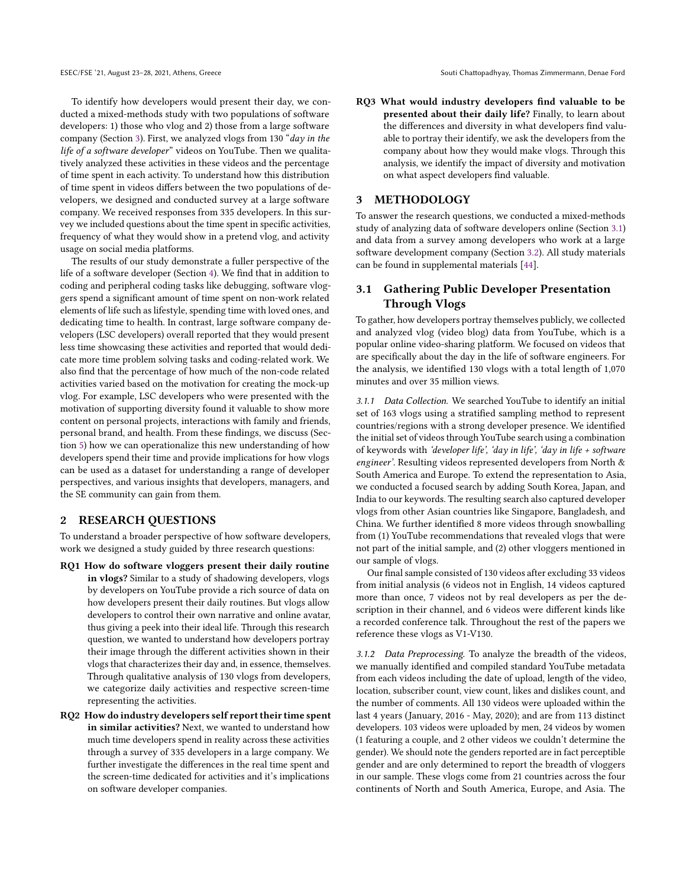To identify how developers would present their day, we conducted a mixed-methods study with two populations of software developers: 1) those who vlog and 2) those from a large software company (Section 3). First, we analyzed vlogs from 130 "*day in the life of a software developer*" videos on YouTube. Then we qualitatively analyzed these activities in these videos and the percentage of time spent in each activity. To understand how this distribution of time spent in videos differs between the two populations of developers, we designed and conducted survey at a large software company. We received responses from 335 developers. In this survey we included questions about the time spent in specific activities, frequency of what they would show in a pretend vlog, and activity usage on social media platforms.

The results of our study demonstrate a fuller perspective of the life of a software developer (Section 4). We find that in addition to coding and peripheral coding tasks like debugging, software vloggers spend a significant amount of time spent on non-work related elements of life such as lifestyle, spending time with loved ones, and dedicating time to health. In contrast, large software company developers (LSC developers) overall reported that they would present less time showcasing these activities and reported that would dedicate more time problem solving tasks and coding-related work. We also find that the percentage of how much of the non-code related activities varied based on the motivation for creating the mock-up vlog. For example, LSC developers who were presented with the motivation of supporting diversity found it valuable to show more content on personal projects, interactions with family and friends, personal brand, and health. From these findings, we discuss (Section 5) how we can operationalize this new understanding of how developers spend their time and provide implications for how vlogs can be used as a dataset for understanding a range of developer perspectives, and various insights that developers, managers, and the SE community can gain from them.

## 2 RESEARCH QUESTIONS

To understand a broader perspective of how software developers, work we designed a study guided by three research questions:

**RQ1 How do software vloggers present their daily routine in vlogs?** Similar to a study of shadowing developers, vlogs by developers on YouTube provide a rich source of data on how developers present their daily routines. But vlogs allow developers to control their own narrative and online avatar, thus giving a peek into their ideal life. Through this research question, we wanted to understand how developers portray their image through the different activities shown in their vlogs that characterizes their day and, in essence, themselves. Through qualitative analysis of 130 vlogs from developers, we categorize daily activities and respective screen-time representing the activities.

**RQ2 How do industry developers self report their time spent in similar activities?** Next, we wanted to understand how much time developers spend in reality across these activities through a survey of 335 developers in a large company. We further investigate the differences in the real time spent and the screen-time dedicated for activities and it's implications on software developer companies.

**RQ3 What would industry developers find valuable to be presented about their daily life?** Finally, to learn about the differences and diversity in what developers find valuable to portray their identify, we ask the developers from the company about how they would make vlogs. Through this analysis, we identify the impact of diversity and motivation on what aspect developers find valuable.

## 3 METHODOLOGY

To answer the research questions, we conducted a mixed-methods study of analyzing data of software developers online (Section 3.1) and data from a survey among developers who work at a large software development company (Section 3.2). All study materials can be found in supplemental materials [44].

### 3.1 Gathering Public Developer Presentation Through Vlogs

To gather, how developers portray themselves publicly, we collected and analyzed vlog (video blog) data from YouTube, which is a popular online video-sharing platform. We focused on videos that are specifically about the day in the life of software engineers. For the analysis, we identified 130 vlogs with a total length of 1,070 minutes and over 35 million views.

*3.1.1 Data Collection.* We searched YouTube to identify an initial set of 163 vlogs using a stratified sampling method to represent countries/regions with a strong developer presence. We identified the initial set of videos through YouTube search using a combination of keywords with *'developer life', 'day in life', 'day in life + software engineer'*. Resulting videos represented developers from North & South America and Europe. To extend the representation to Asia, we conducted a focused search by adding South Korea, Japan, and India to our keywords. The resulting search also captured developer vlogs from other Asian countries like Singapore, Bangladesh, and China. We further identified 8 more videos through snowballing from (1) YouTube recommendations that revealed vlogs that were not part of the initial sample, and (2) other vloggers mentioned in our sample of vlogs.

Our final sample consisted of 130 videos after excluding 33 videos from initial analysis (6 videos not in English, 14 videos captured more than once, 7 videos not by real developers as per the description in their channel, and 6 videos were different kinds like a recorded conference talk. Throughout the rest of the papers we reference these vlogs as V1-V130.

*3.1.2 Data Preprocessing.* To analyze the breadth of the videos, we manually identified and compiled standard YouTube metadata from each videos including the date of upload, length of the video, location, subscriber count, view count, likes and dislikes count, and the number of comments. All 130 videos were uploaded within the last 4 years (January, 2016 - May, 2020); and are from 113 distinct developers. 103 videos were uploaded by men, 24 videos by women (1 featuring a couple, and 2 other videos we couldn't determine the gender). We should note the genders reported are in fact perceptible gender and are only determined to report the breadth of vloggers in our sample. These vlogs come from 21 countries across the four continents of North and South America, Europe, and Asia. The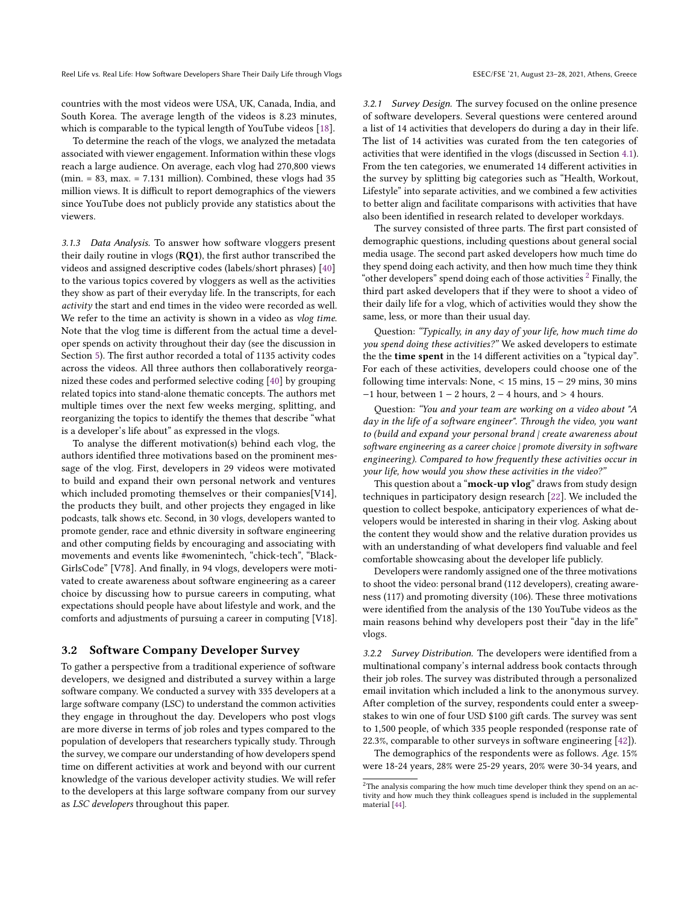countries with the most videos were USA, UK, Canada, India, and South Korea. The average length of the videos is 8.23 minutes, which is comparable to the typical length of YouTube videos [18].

To determine the reach of the vlogs, we analyzed the metadata associated with viewer engagement. Information within these vlogs reach a large audience. On average, each vlog had 270,800 views (min. = 83, max. = 7.131 million). Combined, these vlogs had 35 million views. It is difficult to report demographics of the viewers since YouTube does not publicly provide any statistics about the viewers.

*3.1.3 Data Analysis.* To answer how software vloggers present their daily routine in vlogs (**RQ1**), the first author transcribed the videos and assigned descriptive codes (labels/short phrases) [40] to the various topics covered by vloggers as well as the activities they show as part of their everyday life. In the transcripts, for each *activity* the start and end times in the video were recorded as well. We refer to the time an activity is shown in a video as *vlog time*. Note that the vlog time is different from the actual time a developer spends on activity throughout their day (see the discussion in Section 5). The first author recorded a total of 1135 activity codes across the videos. All three authors then collaboratively reorganized these codes and performed selective coding [40] by grouping related topics into stand-alone thematic concepts. The authors met multiple times over the next few weeks merging, splitting, and reorganizing the topics to identify the themes that describe "what is a developer's life about" as expressed in the vlogs.

To analyse the different motivation(s) behind each vlog, the authors identified three motivations based on the prominent message of the vlog. First, developers in 29 videos were motivated to build and expand their own personal network and ventures which included promoting themselves or their companies[V14], the products they built, and other projects they engaged in like podcasts, talk shows etc. Second, in 30 vlogs, developers wanted to promote gender, race and ethnic diversity in software engineering and other computing fields by encouraging and associating with movements and events like #womenintech, "chick-tech", "BlackGirlsCode" [V78]. And finally, in 94 vlogs, developers were motivated to create awareness about software engineering as a career choice by discussing how to pursue careers in computing, what expectations should people have about lifestyle and work, and the comforts and adjustments of pursuing a career in computing [V18].

## 3.2 Software Company Developer Survey

To gather a perspective from a traditional experience of software developers, we designed and distributed a survey within a large software company. We conducted a survey with 335 developers at a large software company (LSC) to understand the common activities they engage in throughout the day. Developers who post vlogs are more diverse in terms of job roles and types compared to the population of developers that researchers typically study. Through the survey, we compare our understanding of how developers spend time on different activities at work and beyond with our current knowledge of the various developer activity studies. We will refer to the developers at this large software company from our survey as *LSC developers* throughout this paper.

*3.2.1 Survey Design.* The survey focused on the online presence of software developers. Several questions were centered around a list of 14 activities that developers do during a day in their life. The list of 14 activities was curated from the ten categories of activities that were identified in the vlogs (discussed in Section 4.1). From the ten categories, we enumerated 14 different activities in the survey by splitting big categories such as "Health, Workout, Lifestyle" into separate activities, and we combined a few activities to better align and facilitate comparisons with activities that have also been identified in research related to developer workdays.

The survey consisted of three parts. The first part consisted of demographic questions, including questions about general social media usage. The second part asked developers how much time do they spend doing each activity, and then how much time they think "other developers" spend doing each of those activities [2] Finally, the third part asked developers that if they were to shoot a video of their daily life for a vlog, which of activities would they show the same, less, or more than their usual day.

Question: *"Typically, in any day of your life, how much time do you spend doing these activities?"* We asked developers to estimate the the **time spent** in the 14 different activities on a "typical day". For each of these activities, developers could choose one of the following time intervals: None, < 15 mins, 15 − 29 mins, 30 mins −1 hour, between 1 − 2 hours, 2 − 4 hours, and > 4 hours.

Question: *"You and your team are working on a video about "A day in the life of a software engineer". Through the video, you want to (build and expand your personal brand | create awareness about software engineering as a career choice | promote diversity in software engineering). Compared to how frequently these activities occur in your life, how would you show these activities in the video?"*

This question about a "**mock-up vlog**" draws from study design techniques in participatory design research [22]. We included the question to collect bespoke, anticipatory experiences of what developers would be interested in sharing in their vlog. Asking about the content they would show and the relative duration provides us with an understanding of what developers find valuable and feel comfortable showcasing about the developer life publicly.

Developers were randomly assigned one of the three motivations to shoot the video: personal brand (112 developers), creating awareness (117) and promoting diversity (106). These three motivations were identified from the analysis of the 130 YouTube videos as the main reasons behind why developers post their "day in the life" vlogs.

*3.2.2 Survey Distribution.* The developers were identified from a multinational company's internal address book contacts through their job roles. The survey was distributed through a personalized email invitation which included a link to the anonymous survey. After completion of the survey, respondents could enter a sweepstakes to win one of four USD $100 gift cards. The survey was sent to 1,500 people, of which 335 people responded (response rate of 22.3%, comparable to other surveys in software engineering [42]).

The demographics of the respondents were as follows. *Age.* 15% were 18-24 years, 28% were 25-29 years, 20% were 30-34 years, and

[2] The analysis comparing the how much time developer think they spend on an activity and how much they think colleagues spend is included in the supplemental material [44].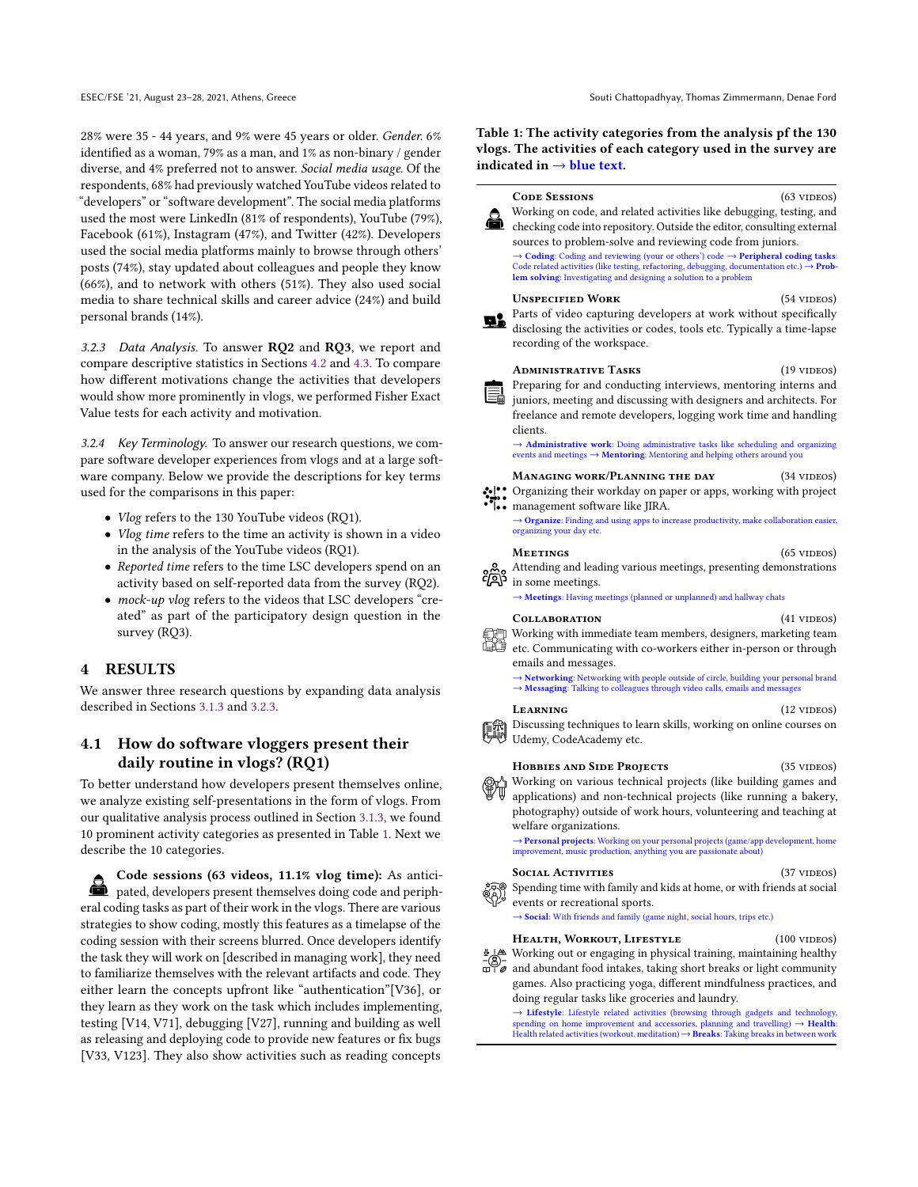28% were 35 - 44 years, and 9% were 45 years or older. *Gender.* 6% identified as a woman, 79% as a man, and 1% as non-binary / gender diverse, and 4% preferred not to answer. *Social media usage.* Of the respondents, 68% had previously watched YouTube videos related to "developers" or "software development". The social media platforms used the most were LinkedIn (81% of respondents), YouTube (79%), Facebook (61%), Instagram (47%), and Twitter (42%). Developers used the social media platforms mainly to browse through others' posts (74%), stay updated about colleagues and people they know (66%), and to network with others (51%). They also used social media to share technical skills and career advice (24%) and build personal brands (14%).

#### 3.2.3 Data Analysis.

To answer **RQ2** and **RQ3**, we report and compare descriptive statistics in Sections 4.2 and 4.3. To compare how different motivations change the activities that developers would show more prominently in vlogs, we performed Fisher Exact Value tests for each activity and motivation.

#### 3.2.4 Key Terminology.

To answer our research questions, we compare software developer experiences from vlogs and at a large software company. Below we provide the descriptions for key terms used for the comparisons in this paper:

- *Vlog* refers to the 130 YouTube videos (RQ1).
- *Vlog time* refers to the time an activity is shown in a video in the analysis of the YouTube videos (RQ1).
- *Reported time* refers to the time LSC developers spend on an activity based on self-reported data from the survey (RQ2).
- *mock-up vlog* refers to the videos that LSC developers "created" as part of the participatory design question in the survey (RQ3).

## 4 RESULTS

We answer three research questions by expanding data analysis described in Sections 3.1.3 and 3.2.3.

### 4.1 How do software vloggers present their daily routine in vlogs? (RQ1)

To better understand how developers present themselves online, we analyze existing self-presentations in the form of vlogs. From our qualitative analysis process outlined in Section 3.1.3, we found 10 prominent activity categories as presented in Table 1. Next we describe the 10 categories.

**Code sessions (63 videos, 11.1% vlog time):** As anticipated, developers present themselves doing code and peripheral coding tasks as part of their work in the vlogs. There are various strategies to show coding, mostly this features as a timelapse of the coding session with their screens blurred. Once developers identify the task they will work on [described in managing work], they need to familiarize themselves with the relevant artifacts and code. They either learn the concepts upfront like "authentication"[V36], or they learn as they work on the task which includes implementing, testing [V14, V71], debugging [V27], running and building as well as releasing and deploying code to provide new features or fix bugs [V33, V123]. They also show activities such as reading concepts

**Table 1: The activity categories from the analysis pf the 130 vlogs. The activities of each category used in the survey are indicated in → blue text.**

**CODE SESSIONS** (63 videos)
Working on code, and related activities like debugging, testing, and checking code into repository. Outside the editor, consulting external sources to problem-solve and reviewing code from juniors.
→ **Coding**: Coding and reviewing (your or others') code → **Peripheral coding tasks**: Code related activities (like testing, refactoring, debugging, documentation etc.) → **Problem solving**: Investigating and designing a solution to a problem

**UNSPECIFIED WORK** (54 videos)
Parts of video capturing developers at work without specifically disclosing the activities or codes, tools etc. Typically a time-lapse recording of the workspace.

**ADMINISTRATIVE TASKS** (19 videos)
Preparing for and conducting interviews, mentoring interns and juniors, meeting and discussing with designers and architects. For freelance and remote developers, logging work time and handling clients.
→ **Administrative work**: Doing administrative tasks like scheduling and organizing events and meetings → **Mentoring**: Mentoring and helping others around you

**MANAGING WORK/PLANNING THE DAY** (34 videos)
Organizing their workday on paper or apps, working with project management software like JIRA.
→ **Organize**: Finding and using apps to increase productivity, make collaboration easier, organizing your day etc.

**MEETINGS** (65 videos)
Attending and leading various meetings, presenting demonstrations in some meetings.
→ **Meetings**: Having meetings (planned or unplanned) and hallway chats

**COLLABORATION** (41 videos)
Working with immediate team members, designers, marketing team etc. Communicating with co-workers either in-person or through emails and messages.
→ **Networking**: Networking with people outside of circle, building your personal brand → **Messaging**: Talking to colleagues through video calls, emails and messages

**LEARNING** (12 videos)
Discussing techniques to learn skills, working on online courses on Udemy, CodeAcademy etc.

**HOBBIES AND SIDE PROJECTS** (35 videos)
Working on various technical projects (like building games and applications) and non-technical projects (like running a bakery, photography) outside of work hours, volunteering and teaching at welfare organizations.
→ **Personal projects**: Working on your personal projects (game/app development, home improvement, music production, anything you are passionate about)

**SOCIAL ACTIVITIES** (37 videos)
Spending time with family and kids at home, or with friends at social events or recreational sports.
→ **Social**: With friends and family (game night, social hours, trips etc.)

**HEALTH, WORKOUT, LIFESTYLE** (100 videos)
Working out or engaging in physical training, maintaining healthy and abundant food intakes, taking short breaks or light community games. Also practicing yoga, different mindfulness practices, and doing regular tasks like groceries and laundry.
→ **Lifestyle**: Lifestyle related activities (browsing through gadgets and technology, spending on home improvement and accessories, planning and travelling) → **Health**: Health related activities (workout, meditation) → **Breaks**: Taking breaks in between work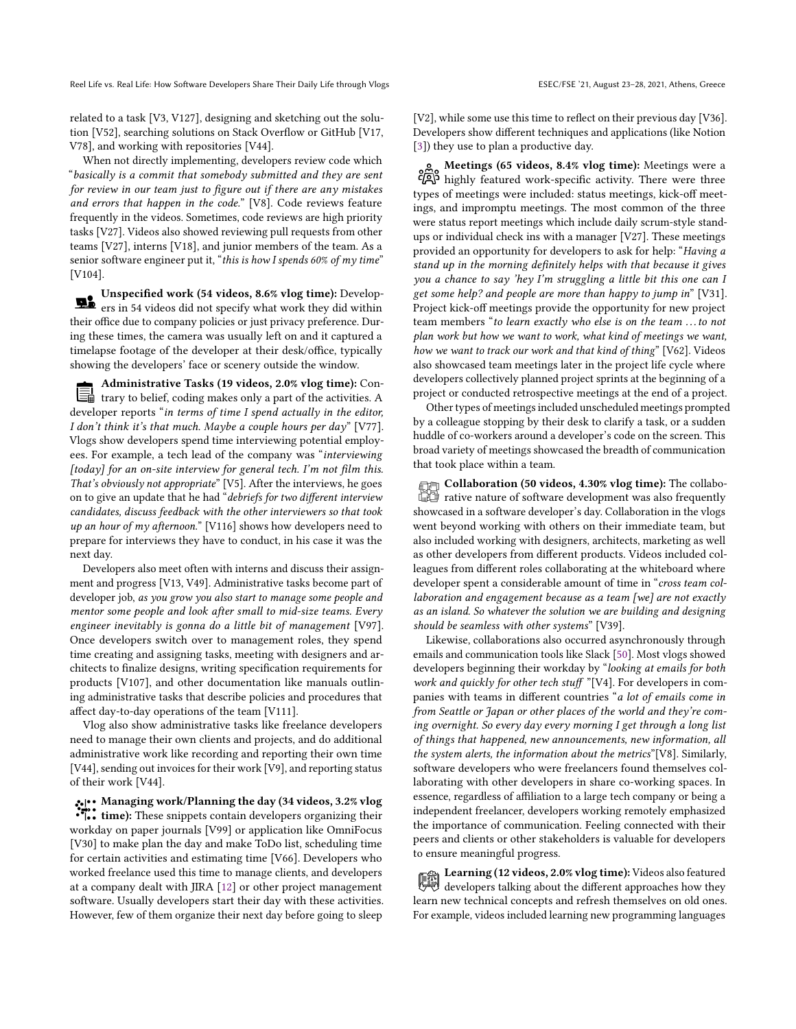related to a task [V3, V127], designing and sketching out the solution [V52], searching solutions on Stack Overflow or GitHub [V17, V78], and working with repositories [V44].

When not directly implementing, developers review code which "*basically is a commit that somebody submitted and they are sent for review in our team just to figure out if there are any mistakes and errors that happen in the code.*" [V8]. Code reviews feature frequently in the videos. Sometimes, code reviews are high priority tasks [V27]. Videos also showed reviewing pull requests from other teams [V27], interns [V18], and junior members of the team. As a senior software engineer put it, "*this is how I spends 60% of my time*" [V104].

**Unspecified work (54 videos, 8.6% vlog time):** Developers in 54 videos did not specify what work they did within their office due to company policies or just privacy preference. During these times, the camera was usually left on and it captured a timelapse footage of the developer at their desk/office, typically showing the developers' face or scenery outside the window.

**Administrative Tasks (19 videos, 2.0% vlog time):** Contrary to belief, coding makes only a part of the activities. A developer reports "*in terms of time I spend actually in the editor, I don't think it's that much. Maybe a couple hours per day*" [V77]. Vlogs show developers spend time interviewing potential employees. For example, a tech lead of the company was "*interviewing [today] for an on-site interview for general tech. I'm not film this. That's obviously not appropriate*" [V5]. After the interviews, he goes on to give an update that he had "*debriefs for two different interview candidates, discuss feedback with the other interviewers so that took up an hour of my afternoon.*" [V116] shows how developers need to prepare for interviews they have to conduct, in his case it was the next day.

Developers also meet often with interns and discuss their assignment and progress [V13, V49]. Administrative tasks become part of developer job, *as you grow you also start to manage some people and mentor some people and look after small to mid-size teams. Every engineer inevitably is gonna do a little bit of management* [V97]. Once developers switch over to management roles, they spend time creating and assigning tasks, meeting with designers and architects to finalize designs, writing specification requirements for products [V107], and other documentation like manuals outlining administrative tasks that describe policies and procedures that affect day-to-day operations of the team [V111].

Vlog also show administrative tasks like freelance developers need to manage their own clients and projects, and do additional administrative work like recording and reporting their own time [V44], sending out invoices for their work [V9], and reporting status of their work [V44].

**Managing work/Planning the day (34 videos, 3.2% vlog time):** These snippets contain developers organizing their workday on paper journals [V99] or application like OmniFocus [V30] to make plan the day and make ToDo list, scheduling time for certain activities and estimating time [V66]. Developers who worked freelance used this time to manage clients, and developers at a company dealt with JIRA [12] or other project management software. Usually developers start their day with these activities. However, few of them organize their next day before going to sleep [V2], while some use this time to reflect on their previous day [V36]. Developers show different techniques and applications (like Notion [3]) they use to plan a productive day.

**Meetings (65 videos, 8.4% vlog time):** Meetings were a highly featured work-specific activity. There were three types of meetings were included: status meetings, kick-off meetings, and impromptu meetings. The most common of the three were status report meetings which include daily scrum-style standups or individual check ins with a manager [V27]. These meetings provided an opportunity for developers to ask for help: "*Having a stand up in the morning definitely helps with that because it gives you a chance to say 'hey I'm struggling a little bit this one can I get some help? and people are more than happy to jump in*" [V31]. Project kick-off meetings provide the opportunity for new project team members "*to learn exactly who else is on the team ... to not plan work but how we want to work, what kind of meetings we want, how we want to track our work and that kind of thing*" [V62]. Videos also showcased team meetings later in the project life cycle where developers collectively planned project sprints at the beginning of a project or conducted retrospective meetings at the end of a project.

Other types of meetings included unscheduled meetings prompted by a colleague stopping by their desk to clarify a task, or a sudden huddle of co-workers around a developer's code on the screen. This broad variety of meetings showcased the breadth of communication that took place within a team.

**Collaboration (50 videos, 4.30% vlog time):** The collaborative nature of software development was also frequently showcased in a software developer's day. Collaboration in the vlogs went beyond working with others on their immediate team, but also included working with designers, architects, marketing as well as other developers from different products. Videos included colleagues from different roles collaborating at the whiteboard where developer spent a considerable amount of time in "*cross team collaboration and engagement because as a team [we] are not exactly as an island. So whatever the solution we are building and designing should be seamless with other systems*" [V39].

Likewise, collaborations also occurred asynchronously through emails and communication tools like Slack [50]. Most vlogs showed developers beginning their workday by "*looking at emails for both work and quickly for other tech stuff* "[V4]. For developers in companies with teams in different countries "*a lot of emails come in from Seattle or Japan or other places of the world and they're coming overnight. So every day every morning I get through a long list of things that happened, new announcements, new information, all the system alerts, the information about the metrics*"[V8]. Similarly, software developers who were freelancers found themselves collaborating with other developers in share co-working spaces. In essence, regardless of affiliation to a large tech company or being a independent freelancer, developers working remotely emphasized the importance of communication. Feeling connected with their peers and clients or other stakeholders is valuable for developers to ensure meaningful progress.

**Learning (12 videos, 2.0% vlog time):** Videos also featured developers talking about the different approaches how they learn new technical concepts and refresh themselves on old ones. For example, videos included learning new programming languages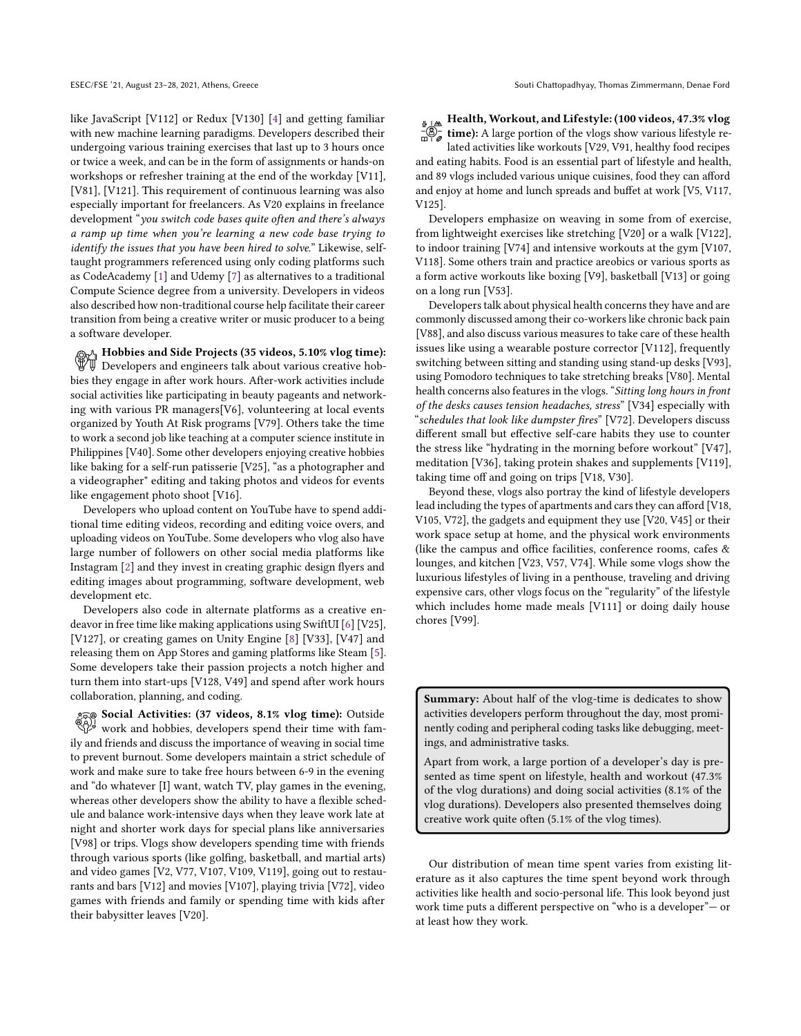like JavaScript [V112] or Redux [V130] [4] and getting familiar with new machine learning paradigms. Developers described their undergoing various training exercises that last up to 3 hours once or twice a week, and can be in the form of assignments or hands-on workshops or refresher training at the end of the workday [V11], [V81], [V121]. This requirement of continuous learning was also especially important for freelancers. As V20 explains in freelance development "*you switch code bases quite often and there's always a ramp up time when you're learning a new code base trying to identify the issues that you have been hired to solve.*" Likewise, self-taught programmers referenced using only coding platforms such as CodeAcademy [1] and Udemy [7] as alternatives to a traditional Compute Science degree from a university. Developers in videos also described how non-traditional course help facilitate their career transition from being a creative writer or music producer to a being a software developer.

**Hobbies and Side Projects (35 videos, 5.10% vlog time):** Developers and engineers talk about various creative hobbies they engage in after work hours. After-work activities include social activities like participating in beauty pageants and networking with various PR managers[V6], volunteering at local events organized by Youth At Risk programs [V79]. Others take the time to work a second job like teaching at a computer science institute in Philippines [V40]. Some other developers enjoying creative hobbies like baking for a self-run patisserie [V25], "as a photographer and a videographer" editing and taking photos and videos for events like engagement photo shoot [V16].

Developers who upload content on YouTube have to spend additional time editing videos, recording and editing voice overs, and uploading videos on YouTube. Some developers who vlog also have large number of followers on other social media platforms like Instagram [2] and they invest in creating graphic design flyers and editing images about programming, software development, web development etc.

Developers also code in alternate platforms as a creative endeavor in free time like making applications using SwiftUI [6] [V25], [V127], or creating games on Unity Engine [8] [V33], [V47] and releasing them on App Stores and gaming platforms like Steam [5]. Some developers take their passion projects a notch higher and turn them into start-ups [V128, V49] and spend after work hours collaboration, planning, and coding.

**Social Activities: (37 videos, 8.1% vlog time):** Outside work and hobbies, developers spend their time with family and friends and discuss the importance of weaving in social time to prevent burnout. Some developers maintain a strict schedule of work and make sure to take free hours between 6-9 in the evening and "do whatever [I] want, watch TV, play games in the evening, whereas other developers show the ability to have a flexible schedule and balance work-intensive days when they leave work late at night and shorter work days for special plans like anniversaries [V98] or trips. Vlogs show developers spending time with friends through various sports (like golfing, basketball, and martial arts) and video games [V2, V77, V107, V109, V119], going out to restaurants and bars [V12] and movies [V107], playing trivia [V72], video games with friends and family or spending time with kids after their babysitter leaves [V20].

**Health, Workout, and Lifestyle: (100 videos, 47.3% vlog time):** A large portion of the vlogs show various lifestyle related activities like workouts [V29, V91, healthy food recipes and eating habits. Food is an essential part of lifestyle and health, and 89 vlogs included various unique cuisines, food they can afford and enjoy at home and lunch spreads and buffet at work [V5, V117, V125].

Developers emphasize on weaving in some from of exercise, from lightweight exercises like stretching [V20] or a walk [V122], to indoor training [V74] and intensive workouts at the gym [V107, V118]. Some others train and practice areobics or various sports as a form active workouts like boxing [V9], basketball [V13] or going on a long run [V53].

Developers talk about physical health concerns they have and are commonly discussed among their co-workers like chronic back pain [V88], and also discuss various measures to take care of these health issues like using a wearable posture corrector [V112], frequently switching between sitting and standing using stand-up desks [V93], using Pomodoro techniques to take stretching breaks [V80]. Mental health concerns also features in the vlogs. "*Sitting long hours in front of the desks causes tension headaches, stress*" [V34] especially with "*schedules that look like dumpster fires*" [V72]. Developers discuss different small but effective self-care habits they use to counter the stress like "hydrating in the morning before workout" [V47], meditation [V36], taking protein shakes and supplements [V119], taking time off and going on trips [V18, V30].

Beyond these, vlogs also portray the kind of lifestyle developers lead including the types of apartments and cars they can afford [V18, V105, V72], the gadgets and equipment they use [V20, V45] or their work space setup at home, and the physical work environments (like the campus and office facilities, conference rooms, cafes & lounges, and kitchen [V23, V57, V74]. While some vlogs show the luxurious lifestyles of living in a penthouse, traveling and driving expensive cars, other vlogs focus on the "regularity" of the lifestyle which includes home made meals [V111] or doing daily house chores [V99].

> **Summary:** About half of the vlog-time is dedicates to show activities developers perform throughout the day, most prominently coding and peripheral coding tasks like debugging, meetings, and administrative tasks.
>
> Apart from work, a large portion of a developer's day is presented as time spent on lifestyle, health and workout (47.3% of the vlog durations) and doing social activities (8.1% of the vlog durations). Developers also presented themselves doing creative work quite often (5.1% of the vlog times).

Our distribution of mean time spent varies from existing literature as it also captures the time spent beyond work through activities like health and socio-personal life. This look beyond just work time puts a different perspective on "who is a developer"— or at least how they work.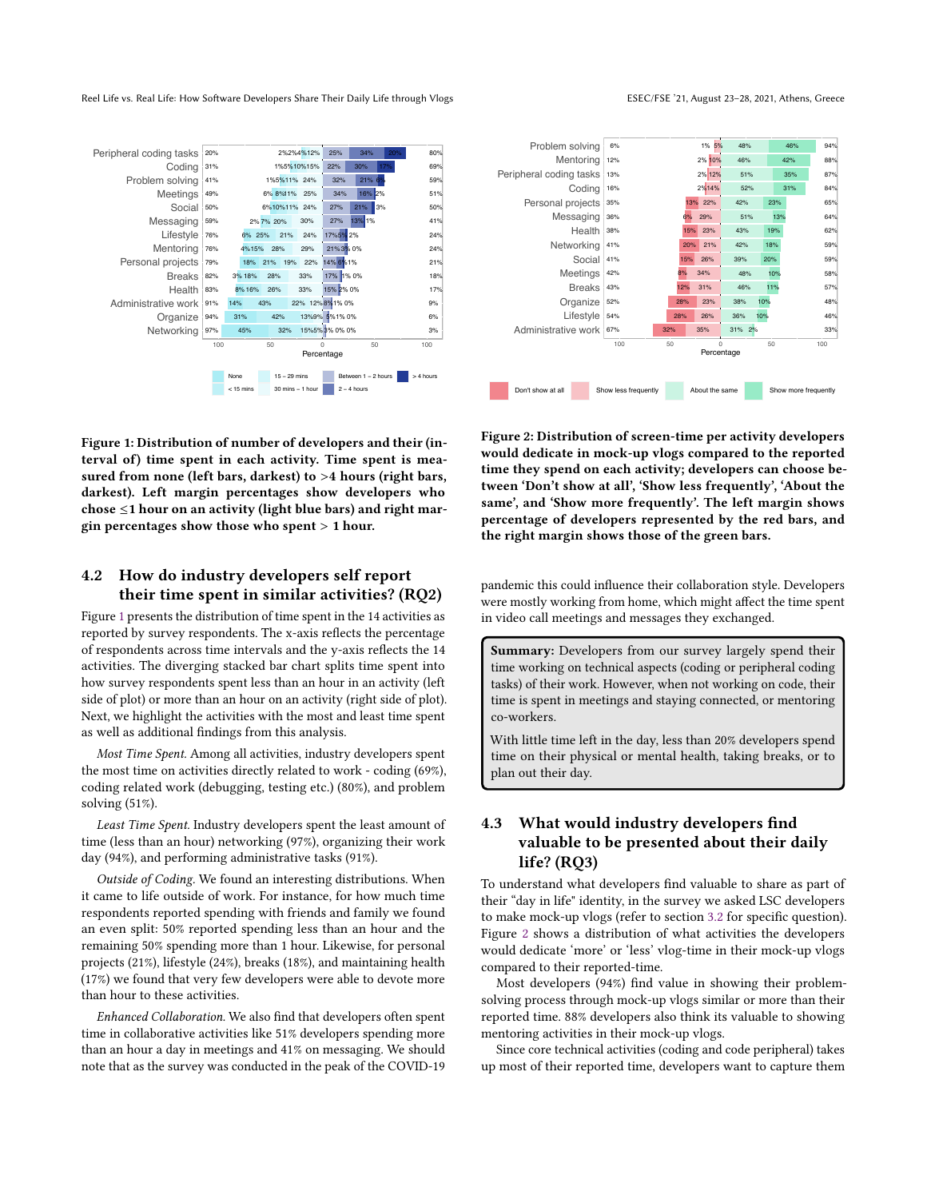Figure 1: Distribution of number of developers and their (interval of) time spent in each activity. Time spent is measured from none (left bars, darkest) to >4 hours (right bars, darkest). Left margin percentages show developers who chose ≤1 hour on an activity (light blue bars) and right margin percentages show those who spent > 1 hour.

Figure 2: Distribution of screen-time per activity developers would dedicate in mock-up vlogs compared to the reported time they spend on each activity; developers can choose between 'Don't show at all', 'Show less frequently', 'About the same', and 'Show more frequently'. The left margin shows percentage of developers represented by the red bars, and the right margin shows those of the green bars.

## 4.2 How do industry developers self report their time spent in similar activities? (RQ2)

Figure 1 presents the distribution of time spent in the 14 activities as reported by survey respondents. The x-axis reflects the percentage of respondents across time intervals and the y-axis reflects the 14 activities. The diverging stacked bar chart splits time spent into how survey respondents spent less than an hour in an activity (left side of plot) or more than an hour on an activity (right side of plot). Next, we highlight the activities with the most and least time spent as well as additional findings from this analysis.

*Most Time Spent.* Among all activities, industry developers spent the most time on activities directly related to work - coding (69%), coding related work (debugging, testing etc.) (80%), and problem solving (51%).

*Least Time Spent.* Industry developers spent the least amount of time (less than an hour) networking (97%), organizing their work day (94%), and performing administrative tasks (91%).

*Outside of Coding.* We found an interesting distributions. When it came to life outside of work. For instance, for how much time respondents reported spending with friends and family we found an even split: 50% reported spending less than an hour and the remaining 50% spending more than 1 hour. Likewise, for personal projects (21%), lifestyle (24%), breaks (18%), and maintaining health (17%) we found that very few developers were able to devote more than hour to these activities.

*Enhanced Collaboration.* We also find that developers often spent time in collaborative activities like 51% developers spending more than an hour a day in meetings and 41% on messaging. We should note that as the survey was conducted in the peak of the COVID-19 pandemic this could influence their collaboration style. Developers were mostly working from home, which might affect the time spent in video call meetings and messages they exchanged.

> **Summary:** Developers from our survey largely spend their time working on technical aspects (coding or peripheral coding tasks) of their work. However, when not working on code, their time is spent in meetings and staying connected, or mentoring co-workers.
>
> With little time left in the day, less than 20% developers spend time on their physical or mental health, taking breaks, or to plan out their day.

## 4.3 What would industry developers find valuable to be presented about their daily life? (RQ3)

To understand what developers find valuable to share as part of their "day in life" identity, in the survey we asked LSC developers to make mock-up vlogs (refer to section 3.2 for specific question). Figure 2 shows a distribution of what activities the developers would dedicate 'more' or 'less' vlog-time in their mock-up vlogs compared to their reported-time.

Most developers (94%) find value in showing their problem-solving process through mock-up vlogs similar or more than their reported time. 88% developers also think its valuable to showing mentoring activities in their mock-up vlogs.

Since core technical activities (coding and code peripheral) takes up most of their reported time, developers want to capture them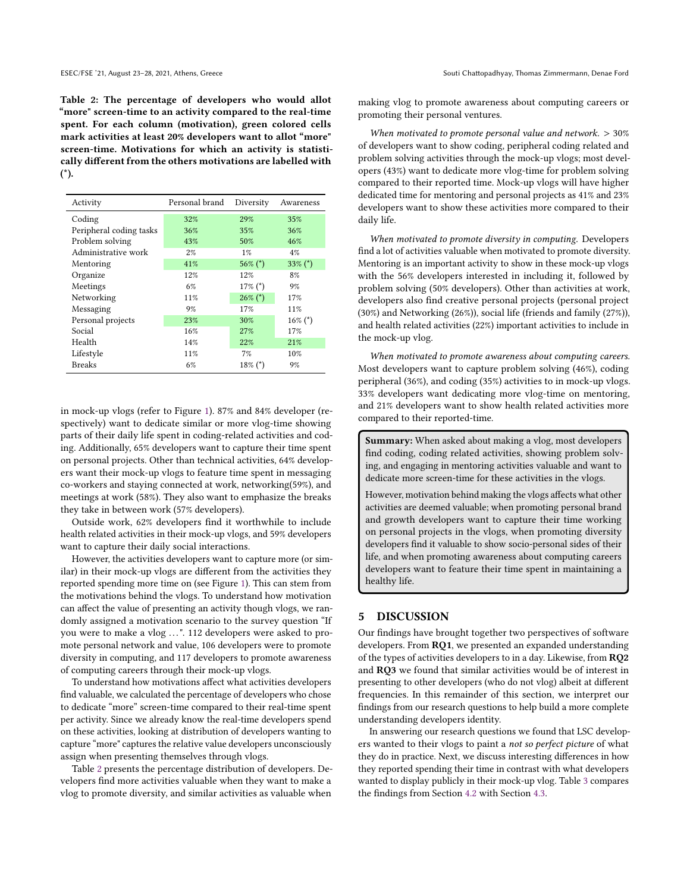**Table 2: The percentage of developers who would allot "more" screen-time to an activity compared to the real-time spent. For each column (motivation), green colored cells mark activities at least 20% developers want to allot "more" screen-time. Motivations for which an activity is statistically different from the others motivations are labelled with (*).**

| Activity | Personal brand | Diversity | Awareness |
|---|---|---|---|
| Coding | 32% | 29% | 35% |
| Peripheral coding tasks | 36% | 35% | 36% |
| Problem solving | 43% | 50% | 46% |
| Administrative work | 2% | 1% | 4% |
| Mentoring | 41% | 56% (*) | 33% (*) |
| Organize | 12% | 12% | 8% |
| Meetings | 6% | 17% (*) | 9% |
| Networking | 11% | 26% (*) | 17% |
| Messaging | 9% | 17% | 11% |
| Personal projects | 23% | 30% | 16% (*) |
| Social | 16% | 27% | 17% |
| Health | 14% | 22% | 21% |
| Lifestyle | 11% | 7% | 10% |
| Breaks | 6% | 18% (*) | 9% |

in mock-up vlogs (refer to Figure 1). 87% and 84% developer (respectively) want to dedicate similar or more vlog-time showing parts of their daily life spent in coding-related activities and coding. Additionally, 65% developers want to capture their time spent on personal projects. Other than technical activities, 64% developers want their mock-up vlogs to feature time spent in messaging co-workers and staying connected at work, networking(59%), and meetings at work (58%). They also want to emphasize the breaks they take in between work (57% developers).

Outside work, 62% developers find it worthwhile to include health related activities in their mock-up vlogs, and 59% developers want to capture their daily social interactions.

However, the activities developers want to capture more (or similar) in their mock-up vlogs are different from the activities they reported spending more time on (see Figure 1). This can stem from the motivations behind the vlogs. To understand how motivation can affect the value of presenting an activity though vlogs, we randomly assigned a motivation scenario to the survey question "If you were to make a vlog . . . ". 112 developers were asked to promote personal network and value, 106 developers were to promote diversity in computing, and 117 developers to promote awareness of computing careers through their mock-up vlogs.

To understand how motivations affect what activities developers find valuable, we calculated the percentage of developers who chose to dedicate "more" screen-time compared to their real-time spent per activity. Since we already know the real-time developers spend on these activities, looking at distribution of developers wanting to capture "more" captures the relative value developers unconsciously assign when presenting themselves through vlogs.

Table 2 presents the percentage distribution of developers. Developers find more activities valuable when they want to make a vlog to promote diversity, and similar activities as valuable when making vlog to promote awareness about computing careers or promoting their personal ventures.

*When motivated to promote personal value and network.* > 30% of developers want to show coding, peripheral coding related and problem solving activities through the mock-up vlogs; most developers (43%) want to dedicate more vlog-time for problem solving compared to their reported time. Mock-up vlogs will have higher dedicated time for mentoring and personal projects as 41% and 23% developers want to show these activities more compared to their daily life.

*When motivated to promote diversity in computing.* Developers find a lot of activities valuable when motivated to promote diversity. Mentoring is an important activity to show in these mock-up vlogs with the 56% developers interested in including it, followed by problem solving (50% developers). Other than activities at work, developers also find creative personal projects (personal project (30%) and Networking (26%)), social life (friends and family (27%)), and health related activities (22%) important activities to include in the mock-up vlog.

*When motivated to promote awareness about computing careers.* Most developers want to capture problem solving (46%), coding peripheral (36%), and coding (35%) activities to in mock-up vlogs. 33% developers want dedicating more vlog-time on mentoring, and 21% developers want to show health related activities more compared to their reported-time.

> **Summary:** When asked about making a vlog, most developers find coding, coding related activities, showing problem solving, and engaging in mentoring activities valuable and want to dedicate more screen-time for these activities in the vlogs.
>
> However, motivation behind making the vlogs affects what other activities are deemed valuable; when promoting personal brand and growth developers want to capture their time working on personal projects in the vlogs, when promoting diversity developers find it valuable to show socio-personal sides of their life, and when promoting awareness about computing careers developers want to feature their time spent in maintaining a healthy life.

## 5 DISCUSSION

Our findings have brought together two perspectives of software developers. From **RQ1**, we presented an expanded understanding of the types of activities developers to in a day. Likewise, from **RQ2** and **RQ3** we found that similar activities would be of interest in presenting to other developers (who do not vlog) albeit at different frequencies. In this remainder of this section, we interpret our findings from our research questions to help build a more complete understanding developers identity.

In answering our research questions we found that LSC developers wanted to their vlogs to paint a *not so perfect picture* of what they do in practice. Next, we discuss interesting differences in how they reported spending their time in contrast with what developers wanted to display publicly in their mock-up vlog. Table 3 compares the findings from Section 4.2 with Section 4.3.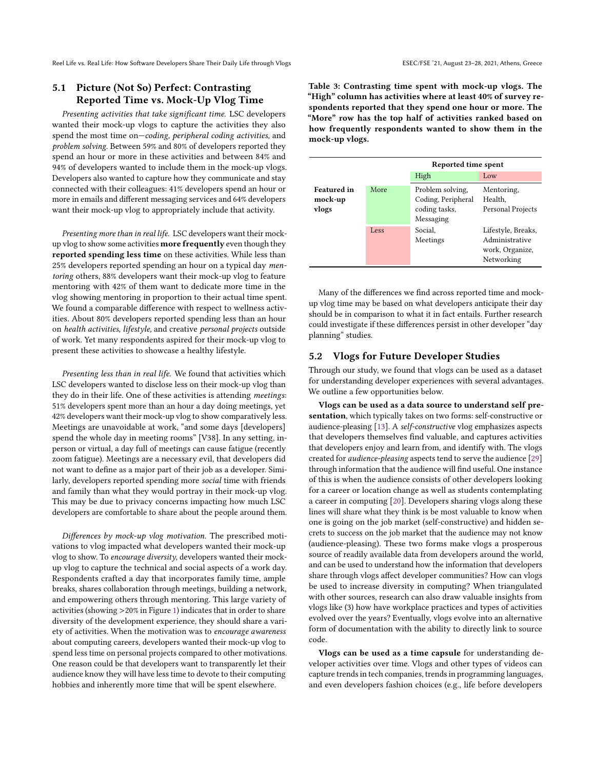### 5.1 Picture (Not So) Perfect: Contrasting Reported Time vs. Mock-Up Vlog Time

*Presenting activities that take significant time.* LSC developers wanted their mock-up vlogs to capture the activities they also spend the most time on—*coding, peripheral coding activities,* and *problem solving*. Between 59% and 80% of developers reported they spend an hour or more in these activities and between 84% and 94% of developers wanted to include them in the mock-up vlogs. Developers also wanted to capture how they communicate and stay connected with their colleagues: 41% developers spend an hour or more in emails and different messaging services and 64% developers want their mock-up vlog to appropriately include that activity.

*Presenting more than in real life.* LSC developers want their mock-up vlog to show some activities **more frequently** even though they **reported spending less time** on these activities. While less than 25% developers reported spending an hour on a typical day *mentoring* others, 88% developers want their mock-up vlog to feature mentoring with 42% of them want to dedicate more time in the vlog showing mentoring in proportion to their actual time spent. We found a comparable difference with respect to wellness activities. About 80% developers reported spending less than an hour on *health activities, lifestyle,* and creative *personal projects* outside of work. Yet many respondents aspired for their mock-up vlog to present these activities to showcase a healthy lifestyle.

*Presenting less than in real life.* We found that activities which LSC developers wanted to disclose less on their mock-up vlog than they do in their life. One of these activities is attending *meetings*: 51% developers spent more than an hour a day doing meetings, yet 42% developers want their mock-up vlog to show comparatively less. Meetings are unavoidable at work, "and some days [developers] spend the whole day in meeting rooms" [V38]. In any setting, in-person or virtual, a day full of meetings can cause fatigue (recently zoom fatigue). Meetings are a necessary evil, that developers did not want to define as a major part of their job as a developer. Similarly, developers reported spending more *social* time with friends and family than what they would portray in their mock-up vlog. This may be due to privacy concerns impacting how much LSC developers are comfortable to share about the people around them.

*Differences by mock-up vlog motivation.* The prescribed motivations to vlog impacted what developers wanted their mock-up vlog to show. To *encourage diversity*, developers wanted their mock-up vlog to capture the technical and social aspects of a work day. Respondents crafted a day that incorporates family time, ample breaks, shares collaboration through meetings, building a network, and empowering others through mentoring. This large variety of activities (showing >20% in Figure 1) indicates that in order to share diversity of the development experience, they should share a variety of activities. When the motivation was to *encourage awareness* about computing careers, developers wanted their mock-up vlog to spend less time on personal projects compared to other motivations. One reason could be that developers want to transparently let their audience know they will have less time to devote to their computing hobbies and inherently more time that will be spent elsewhere.

**Table 3: Contrasting time spent with mock-up vlogs. The "High" column has activities where at least 40% of survey respondents reported that they spend one hour or more. The "More" row has the top half of activities ranked based on how frequently respondents wanted to show them in the mock-up vlogs.**

| | | Reported time spent | |
|---|---|---|---|
| | | High | Low |
| **Featured in mock-up vlogs** | More | Problem solving, Coding, Peripheral coding tasks, Messaging | Mentoring, Health, Personal Projects |
| | Less | Social, Meetings | Lifestyle, Breaks, Administrative work, Organize, Networking |

Many of the differences we find across reported time and mock-up vlog time may be based on what developers anticipate their day should be in comparison to what it in fact entails. Further research could investigate if these differences persist in other developer "day planning" studies.

### 5.2 Vlogs for Future Developer Studies

Through our study, we found that vlogs can be used as a dataset for understanding developer experiences with several advantages. We outline a few opportunities below.

**Vlogs can be used as a data source to understand self presentation**, which typically takes on two forms: self-constructive or audience-pleasing [13]. A *self-constructive* vlog emphasizes aspects that developers themselves find valuable, and captures activities that developers enjoy and learn from, and identify with. The vlogs created for *audience-pleasing* aspects tend to serve the audience [29] through information that the audience will find useful. One instance of this is when the audience consists of other developers looking for a career or location change as well as students contemplating a career in computing [20]. Developers sharing vlogs along these lines will share what they think is be most valuable to know when one is going on the job market (self-constructive) and hidden secrets to success on the job market that the audience may not know (audience-pleasing). These two forms make vlogs a prosperous source of readily available data from developers around the world, and can be used to understand how the information that developers share through vlogs affect developer communities? How can vlogs be used to increase diversity in computing? When triangulated with other sources, research can also draw valuable insights from vlogs like (3) how have workplace practices and types of activities evolved over the years? Eventually, vlogs evolve into an alternative form of documentation with the ability to directly link to source code.

**Vlogs can be used as a time capsule** for understanding developer activities over time. Vlogs and other types of videos can capture trends in tech companies, trends in programming languages, and even developers fashion choices (e.g., life before developers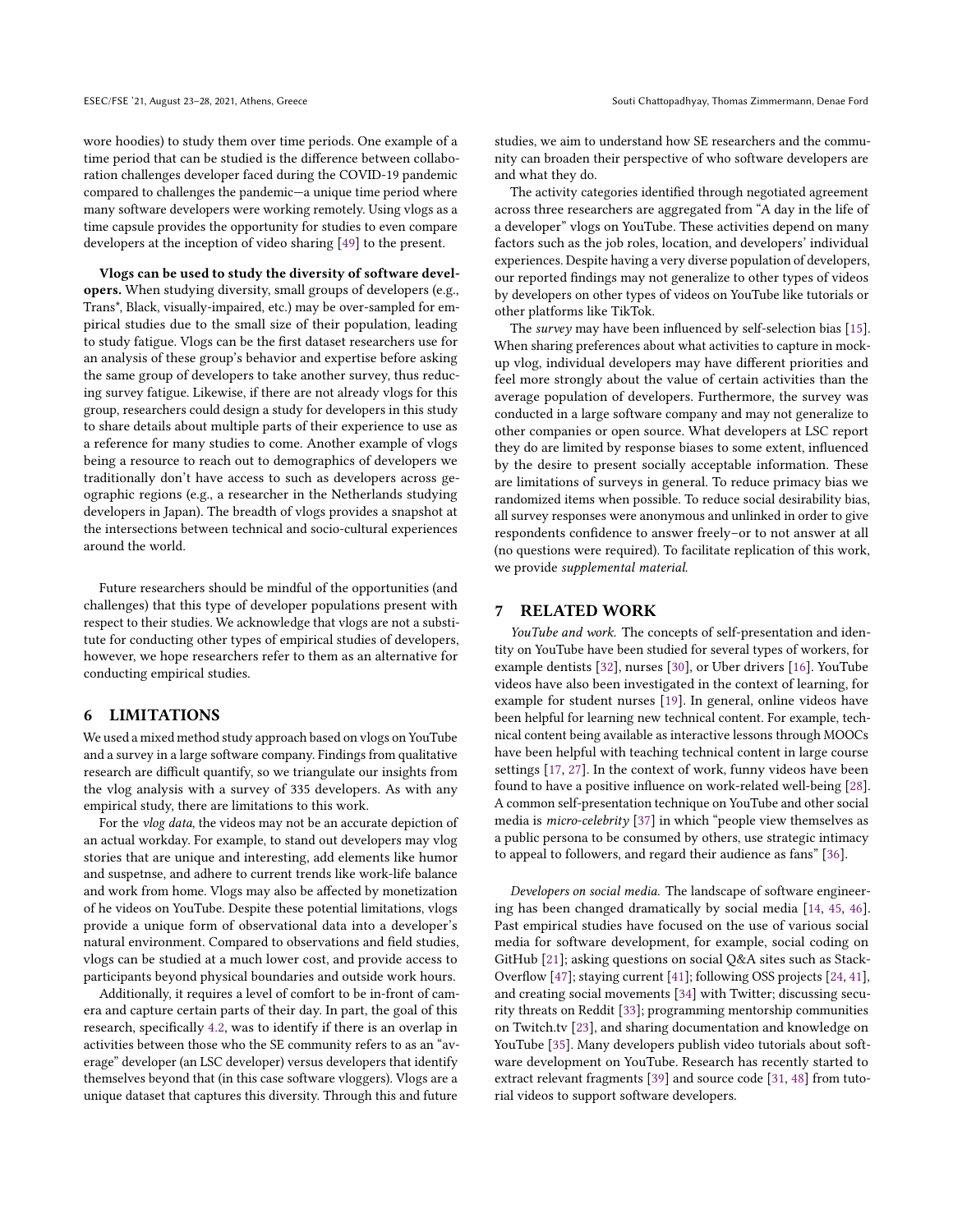wore hoodies) to study them over time periods. One example of a time period that can be studied is the difference between collaboration challenges developer faced during the COVID-19 pandemic compared to challenges the pandemic—a unique time period where many software developers were working remotely. Using vlogs as a time capsule provides the opportunity for studies to even compare developers at the inception of video sharing [49] to the present.

**Vlogs can be used to study the diversity of software developers.** When studying diversity, small groups of developers (e.g., Trans*, Black, visually-impaired, etc.) may be over-sampled for empirical studies due to the small size of their population, leading to study fatigue. Vlogs can be the first dataset researchers use for an analysis of these group's behavior and expertise before asking the same group of developers to take another survey, thus reducing survey fatigue. Likewise, if there are not already vlogs for this group, researchers could design a study for developers in this study to share details about multiple parts of their experience to use as a reference for many studies to come. Another example of vlogs being a resource to reach out to demographics of developers we traditionally don't have access to such as developers across geographic regions (e.g., a researcher in the Netherlands studying developers in Japan). The breadth of vlogs provides a snapshot at the intersections between technical and socio-cultural experiences around the world.

Future researchers should be mindful of the opportunities (and challenges) that this type of developer populations present with respect to their studies. We acknowledge that vlogs are not a substitute for conducting other types of empirical studies of developers, however, we hope researchers refer to them as an alternative for conducting empirical studies.

## 6 LIMITATIONS

We used a mixed method study approach based on vlogs on YouTube and a survey in a large software company. Findings from qualitative research are difficult quantify, so we triangulate our insights from the vlog analysis with a survey of 335 developers. As with any empirical study, there are limitations to this work.

For the *vlog data*, the videos may not be an accurate depiction of an actual workday. For example, to stand out developers may vlog stories that are unique and interesting, add elements like humor and suspetnse, and adhere to current trends like work-life balance and work from home. Vlogs may also be affected by monetization of he videos on YouTube. Despite these potential limitations, vlogs provide a unique form of observational data into a developer's natural environment. Compared to observations and field studies, vlogs can be studied at a much lower cost, and provide access to participants beyond physical boundaries and outside work hours.

Additionally, it requires a level of comfort to be in-front of camera and capture certain parts of their day. In part, the goal of this research, specifically 4.2, was to identify if there is an overlap in activities between those who the SE community refers to as an "average" developer (an LSC developer) versus developers that identify themselves beyond that (in this case software vloggers). Vlogs are a unique dataset that captures this diversity. Through this and future studies, we aim to understand how SE researchers and the community can broaden their perspective of who software developers are and what they do.

The activity categories identified through negotiated agreement across three researchers are aggregated from "A day in the life of a developer" vlogs on YouTube. These activities depend on many factors such as the job roles, location, and developers' individual experiences. Despite having a very diverse population of developers, our reported findings may not generalize to other types of videos by developers on other types of videos on YouTube like tutorials or other platforms like TikTok.

The *survey* may have been influenced by self-selection bias [15]. When sharing preferences about what activities to capture in mockup vlog, individual developers may have different priorities and feel more strongly about the value of certain activities than the average population of developers. Furthermore, the survey was conducted in a large software company and may not generalize to other companies or open source. What developers at LSC report they do are limited by response biases to some extent, influenced by the desire to present socially acceptable information. These are limitations of surveys in general. To reduce primacy bias we randomized items when possible. To reduce social desirability bias, all survey responses were anonymous and unlinked in order to give respondents confidence to answer freely–or to not answer at all (no questions were required). To facilitate replication of this work, we provide *supplemental material.*

## 7 RELATED WORK

*YouTube and work.* The concepts of self-presentation and identity on YouTube have been studied for several types of workers, for example dentists [32], nurses [30], or Uber drivers [16]. YouTube videos have also been investigated in the context of learning, for example for student nurses [19]. In general, online videos have been helpful for learning new technical content. For example, technical content being available as interactive lessons through MOOCs have been helpful with teaching technical content in large course settings [17, 27]. In the context of work, funny videos have been found to have a positive influence on work-related well-being [28]. A common self-presentation technique on YouTube and other social media is *micro-celebrity* [37] in which "people view themselves as a public persona to be consumed by others, use strategic intimacy to appeal to followers, and regard their audience as fans" [36].

*Developers on social media.* The landscape of software engineering has been changed dramatically by social media [14, 45, 46]. Past empirical studies have focused on the use of various social media for software development, for example, social coding on GitHub [21]; asking questions on social Q&A sites such as StackOverflow [47]; staying current [41]; following OSS projects [24, 41], and creating social movements [34] with Twitter; discussing security threats on Reddit [33]; programming mentorship communities on Twitch.tv [23], and sharing documentation and knowledge on YouTube [35]. Many developers publish video tutorials about software development on YouTube. Research has recently started to extract relevant fragments [39] and source code [31, 48] from tutorial videos to support software developers.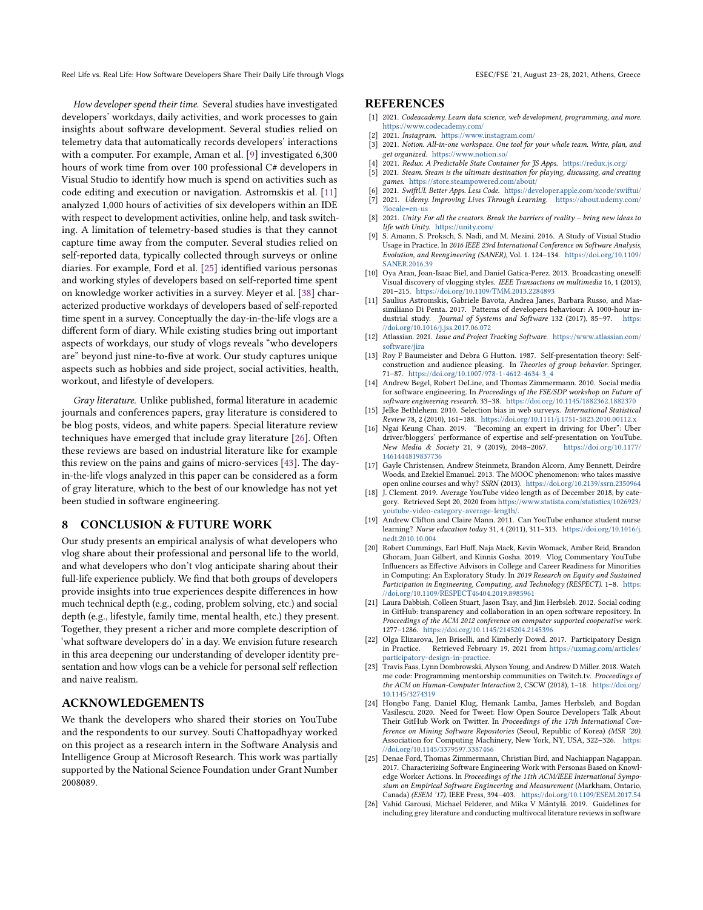*How developer spend their time.* Several studies have investigated developers' workdays, daily activities, and work processes to gain insights about software development. Several studies relied on telemetry data that automatically records developers' interactions with a computer. For example, Aman et al. [9] investigated 6,300 hours of work time from over 100 professional C# developers in Visual Studio to identify how much is spend on activities such as code editing and execution or navigation. Astromskis et al. [11] analyzed 1,000 hours of activities of six developers within an IDE with respect to development activities, online help, and task switching. A limitation of telemetry-based studies is that they cannot capture time away from the computer. Several studies relied on self-reported data, typically collected through surveys or online diaries. For example, Ford et al. [25] identified various personas and working styles of developers based on self-reported time spent on knowledge worker activities in a survey. Meyer et al. [38] characterized productive workdays of developers based of self-reported time spent in a survey. Conceptually the day-in-the-life vlogs are a different form of diary. While existing studies bring out important aspects of workdays, our study of vlogs reveals "who developers are" beyond just nine-to-five at work. Our study captures unique aspects such as hobbies and side project, social activities, health, workout, and lifestyle of developers.

*Gray literature.* Unlike published, formal literature in academic journals and conferences papers, gray literature is considered to be blog posts, videos, and white papers. Special literature review techniques have emerged that include gray literature [26]. Often these reviews are based on industrial literature like for example this review on the pains and gains of micro-services [43]. The day-in-the-life vlogs analyzed in this paper can be considered as a form of gray literature, which to the best of our knowledge has not yet been studied in software engineering.

## 8 CONCLUSION & FUTURE WORK

Our study presents an empirical analysis of what developers who vlog share about their professional and personal life to the world, and what developers who don't vlog anticipate sharing about their full-life experience publicly. We find that both groups of developers provide insights into true experiences despite differences in how much technical depth (e.g., coding, problem solving, etc.) and social depth (e.g., lifestyle, family time, mental health, etc.) they present. Together, they present a richer and more complete description of 'what software developers do' in a day. We envision future research in this area deepening our understanding of developer identity presentation and how vlogs can be a vehicle for personal self reflection and naive realism.

## ACKNOWLEDGEMENTS

We thank the developers who shared their stories on YouTube and the respondents to our survey. Souti Chattopadhyay worked on this project as a research intern in the Software Analysis and Intelligence Group at Microsoft Research. This work was partially supported by the National Science Foundation under Grant Number 2008089.

## REFERENCES

- [1] 2021. *Codeacademy. Learn data science, web development, programming, and more.* https://www.codecademy.com/
- [2] 2021. *Instagram.* https://www.instagram.com/
- [3] 2021. *Notion. All-in-one workspace. One tool for your whole team. Write, plan, and get organized.* https://www.notion.so/
- [4] 2021. *Redux. A Predictable State Container for JS Apps.* https://redux.js.org/
- [5] 2021. *Steam. Steam is the ultimate destination for playing, discussing, and creating games.* https://store.steampowered.com/about/
- [6] 2021. *SwiftUI. Better Apps. Less Code.* https://developer.apple.com/xcode/swiftui/
- [7] 2021. *Udemy. Improving Lives Through Learning.* https://about.udemy.com/?locale=en-us
- [8] 2021. *Unity. For all the creators. Break the barriers of reality – bring new ideas to life with Unity.* https://unity.com/
- [9] S. Amann, S. Proksch, S. Nadi, and M. Mezini. 2016. A Study of Visual Studio Usage in Practice. In *2016 IEEE 23rd International Conference on Software Analysis, Evolution, and Reengineering (SANER)*, Vol. 1. 124–134. https://doi.org/10.1109/SANER.2016.39
- [10] Oya Aran, Joan-Isaac Biel, and Daniel Gatica-Perez. 2013. Broadcasting oneself: Visual discovery of vlogging styles. *IEEE Transactions on multimedia* 16, 1 (2013), 201–215. https://doi.org/10.1109/TMM.2013.2284893
- [11] Saulius Astromskis, Gabriele Bavota, Andrea Janes, Barbara Russo, and Massimiliano Di Penta. 2017. Patterns of developers behaviour: A 1000-hour industrial study. *Journal of Systems and Software* 132 (2017), 85–97. https://doi.org/10.1016/j.jss.2017.06.072
- [12] Atlassian. 2021. *Issue and Project Tracking Software.* https://www.atlassian.com/software/jira
- [13] Roy F Baumeister and Debra G Hutton. 1987. Self-presentation theory: Self-construction and audience pleasing. In *Theories of group behavior*. Springer, 71–87. https://doi.org/10.1007/978-1-4612-4634-3_4
- [14] Andrew Begel, Robert DeLine, and Thomas Zimmermann. 2010. Social media for software engineering. In *Proceedings of the FSE/SDP workshop on Future of software engineering research*. 33–38. https://doi.org/10.1145/1882362.1882370
- [15] Jelke Bethlehem. 2010. Selection bias in web surveys. *International Statistical Review* 78, 2 (2010), 161–188. https://doi.org/10.1111/j.1751-5823.2010.00112.x
- [16] Ngai Keung Chan. 2019. "Becoming an expert in driving for Uber": Uber driver/bloggers' performance of expertise and self-presentation on YouTube. *New Media & Society* 21, 9 (2019), 2048–2067. https://doi.org/10.1177/1461444819837736
- [17] Gayle Christensen, Andrew Steinmetz, Brandon Alcorn, Amy Bennett, Deirdre Woods, and Ezekiel Emanuel. 2013. The MOOC phenomenon: who takes massive open online courses and why? *SSRN* (2013). https://doi.org/10.2139/ssrn.2350964
- [18] J. Clement. 2019. Average YouTube video length as of December 2018, by category. Retrieved Sept 20, 2020 from https://www.statista.com/statistics/1026923/youtube-video-category-average-length/.
- [19] Andrew Clifton and Claire Mann. 2011. Can YouTube enhance student nurse learning? *Nurse education today* 31, 4 (2011), 311–313. https://doi.org/10.1016/j.nedt.2010.10.004
- [20] Robert Cummings, Earl Huff, Naja Mack, Kevin Womack, Amber Reid, Brandon Ghoram, Juan Gilbert, and Kinnis Gosha. 2019. Vlog Commentary YouTube Influencers as Effective Advisors in College and Career Readiness for Minorities in Computing: An Exploratory Study. In *2019 Research on Equity and Sustained Participation in Engineering, Computing, and Technology (RESPECT)*. 1–8. https://doi.org/10.1109/RESPECT46404.2019.8985961
- [21] Laura Dabbish, Colleen Stuart, Jason Tsay, and Jim Herbsleb. 2012. Social coding in GitHub: transparency and collaboration in an open software repository. In *Proceedings of the ACM 2012 conference on computer supported cooperative work*. 1277–1286. https://doi.org/10.1145/2145204.2145396
- [22] Olga Elizarova, Jen Briselli, and Kimberly Dowd. 2017. Participatory Design in Practice. Retrieved February 19, 2021 from https://uxmag.com/articles/participatory-design-in-practice.
- [23] Travis Faas, Lynn Dombrowski, Alyson Young, and Andrew D Miller. 2018. Watch me code: Programming mentorship communities on Twitch.tv. *Proceedings of the ACM on Human-Computer Interaction* 2, CSCW (2018), 1–18. https://doi.org/10.1145/3274319
- [24] Hongbo Fang, Daniel Klug, Hemank Lamba, James Herbsleb, and Bogdan Vasilescu. 2020. Need for Tweet: How Open Source Developers Talk About Their GitHub Work on Twitter. In *Proceedings of the 17th International Conference on Mining Software Repositories* (Seoul, Republic of Korea) *(MSR '20)*. Association for Computing Machinery, New York, NY, USA, 322–326. https://doi.org/10.1145/3379597.3387466
- [25] Denae Ford, Thomas Zimmermann, Christian Bird, and Nachiappan Nagappan. 2017. Characterizing Software Engineering Work with Personas Based on Knowledge Worker Actions. In *Proceedings of the 11th ACM/IEEE International Symposium on Empirical Software Engineering and Measurement* (Markham, Ontario, Canada) *(ESEM '17)*. IEEE Press, 394–403. https://doi.org/10.1109/ESEM.2017.54
- [26] Vahid Garousi, Michael Felderer, and Mika V Mäntylä. 2019. Guidelines for including grey literature and conducting multivocal literature reviews in software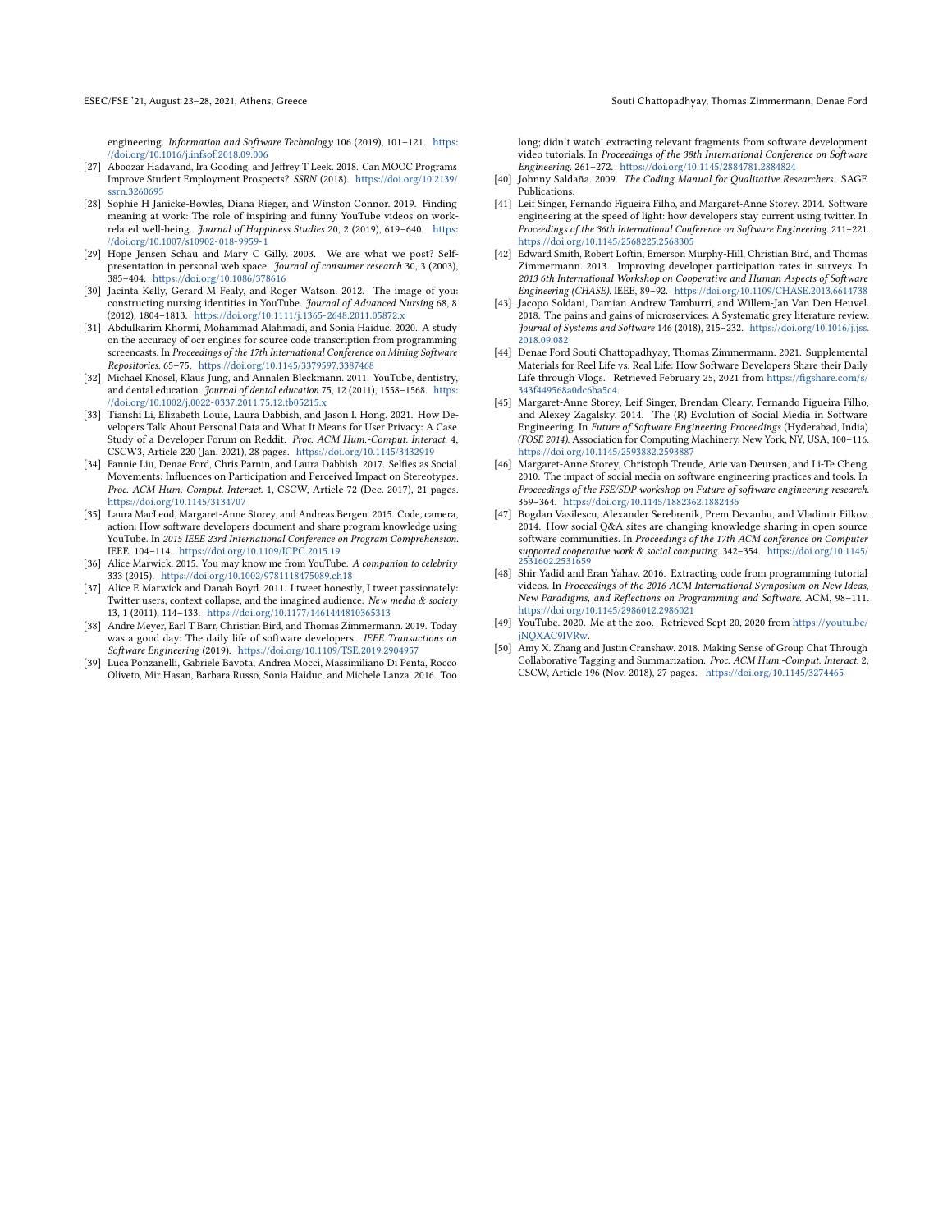engineering. *Information and Software Technology* 106 (2019), 101–121. https://doi.org/10.1016/j.infsof.2018.09.006

[27] Aboozar Hadavand, Ira Gooding, and Jeffrey T Leek. 2018. Can MOOC Programs Improve Student Employment Prospects? *SSRN* (2018). https://doi.org/10.2139/ssrn.3260695

[28] Sophie H Janicke-Bowles, Diana Rieger, and Winston Connor. 2019. Finding meaning at work: The role of inspiring and funny YouTube videos on work-related well-being. *Journal of Happiness Studies* 20, 2 (2019), 619–640. https://doi.org/10.1007/s10902-018-9959-1

[29] Hope Jensen Schau and Mary C Gilly. 2003. We are what we post? Self-presentation in personal web space. *Journal of consumer research* 30, 3 (2003), 385–404. https://doi.org/10.1086/378616

[30] Jacinta Kelly, Gerard M Fealy, and Roger Watson. 2012. The image of you: constructing nursing identities in YouTube. *Journal of Advanced Nursing* 68, 8 (2012), 1804–1813. https://doi.org/10.1111/j.1365-2648.2011.05872.x

[31] Abdulkarim Khormi, Mohammad Alahmadi, and Sonia Haiduc. 2020. A study on the accuracy of ocr engines for source code transcription from programming screencasts. In *Proceedings of the 17th International Conference on Mining Software Repositories*. 65–75. https://doi.org/10.1145/3379597.3387468

[32] Michael Knösel, Klaus Jung, and Annalen Bleckmann. 2011. YouTube, dentistry, and dental education. *Journal of dental education* 75, 12 (2011), 1558–1568. https://doi.org/10.1002/j.0022-0337.2011.75.12.tb05215.x

[33] Tianshi Li, Elizabeth Louie, Laura Dabbish, and Jason I. Hong. 2021. How Developers Talk About Personal Data and What It Means for User Privacy: A Case Study of a Developer Forum on Reddit. *Proc. ACM Hum.-Comput. Interact.* 4, CSCW3, Article 220 (Jan. 2021), 28 pages. https://doi.org/10.1145/3432919

[34] Fannie Liu, Denae Ford, Chris Parnin, and Laura Dabbish. 2017. Selfies as Social Movements: Influences on Participation and Perceived Impact on Stereotypes. *Proc. ACM Hum.-Comput. Interact.* 1, CSCW, Article 72 (Dec. 2017), 21 pages. https://doi.org/10.1145/3134707

[35] Laura MacLeod, Margaret-Anne Storey, and Andreas Bergen. 2015. Code, camera, action: How software developers document and share program knowledge using YouTube. In *2015 IEEE 23rd International Conference on Program Comprehension*. IEEE, 104–114. https://doi.org/10.1109/ICPC.2015.19

[36] Alice Marwick. 2015. You may know me from YouTube. *A companion to celebrity* 333 (2015). https://doi.org/10.1002/9781118475089.ch18

[37] Alice E Marwick and Danah Boyd. 2011. I tweet honestly, I tweet passionately: Twitter users, context collapse, and the imagined audience. *New media & society* 13, 1 (2011), 114–133. https://doi.org/10.1177/1461444810365313

[38] Andre Meyer, Earl T Barr, Christian Bird, and Thomas Zimmermann. 2019. Today was a good day: The daily life of software developers. *IEEE Transactions on Software Engineering* (2019). https://doi.org/10.1109/TSE.2019.2904957

[39] Luca Ponzanelli, Gabriele Bavota, Andrea Mocci, Massimiliano Di Penta, Rocco Oliveto, Mir Hasan, Barbara Russo, Sonia Haiduc, and Michele Lanza. 2016. Too long; didn't watch! extracting relevant fragments from software development video tutorials. In *Proceedings of the 38th International Conference on Software Engineering*. 261–272. https://doi.org/10.1145/2884781.2884824

[40] Johnny Saldaña. 2009. *The Coding Manual for Qualitative Researchers*. SAGE Publications.

[41] Leif Singer, Fernando Figueira Filho, and Margaret-Anne Storey. 2014. Software engineering at the speed of light: how developers stay current using twitter. In *Proceedings of the 36th International Conference on Software Engineering*. 211–221. https://doi.org/10.1145/2568225.2568305

[42] Edward Smith, Robert Loftin, Emerson Murphy-Hill, Christian Bird, and Thomas Zimmermann. 2013. Improving developer participation rates in surveys. In *2013 6th International Workshop on Cooperative and Human Aspects of Software Engineering (CHASE)*. IEEE, 89–92. https://doi.org/10.1109/CHASE.2013.6614738

[43] Jacopo Soldani, Damian Andrew Tamburri, and Willem-Jan Van Den Heuvel. 2018. The pains and gains of microservices: A Systematic grey literature review. *Journal of Systems and Software* 146 (2018), 215–232. https://doi.org/10.1016/j.jss.2018.09.082

[44] Denae Ford Souti Chattopadhyay, Thomas Zimmermann. 2021. Supplemental Materials for Reel Life vs. Real Life: How Software Developers Share their Daily Life through Vlogs. Retrieved February 25, 2021 from https://figshare.com/s/343f449568a0dc6ba5c4.

[45] Margaret-Anne Storey, Leif Singer, Brendan Cleary, Fernando Figueira Filho, and Alexey Zagalsky. 2014. The (R) Evolution of Social Media in Software Engineering. In *Future of Software Engineering Proceedings* (Hyderabad, India) *(FOSE 2014)*. Association for Computing Machinery, New York, NY, USA, 100–116. https://doi.org/10.1145/2593882.2593887

[46] Margaret-Anne Storey, Christoph Treude, Arie van Deursen, and Li-Te Cheng. 2010. The impact of social media on software engineering practices and tools. In *Proceedings of the FSE/SDP workshop on Future of software engineering research*. 359–364. https://doi.org/10.1145/1882362.1882435

[47] Bogdan Vasilescu, Alexander Serebrenik, Prem Devanbu, and Vladimir Filkov. 2014. How social Q&A sites are changing knowledge sharing in open source software communities. In *Proceedings of the 17th ACM conference on Computer supported cooperative work & social computing*. 342–354. https://doi.org/10.1145/2531602.2531659

[48] Shir Yadid and Eran Yahav. 2016. Extracting code from programming tutorial videos. In *Proceedings of the 2016 ACM International Symposium on New Ideas, New Paradigms, and Reflections on Programming and Software*. ACM, 98–111. https://doi.org/10.1145/2986012.2986021

[49] YouTube. 2020. Me at the zoo. Retrieved Sept 20, 2020 from https://youtu.be/jNQXAC9IVRw.

[50] Amy X. Zhang and Justin Cranshaw. 2018. Making Sense of Group Chat Through Collaborative Tagging and Summarization. *Proc. ACM Hum.-Comput. Interact.* 2, CSCW, Article 196 (Nov. 2018), 27 pages. https://doi.org/10.1145/3274465